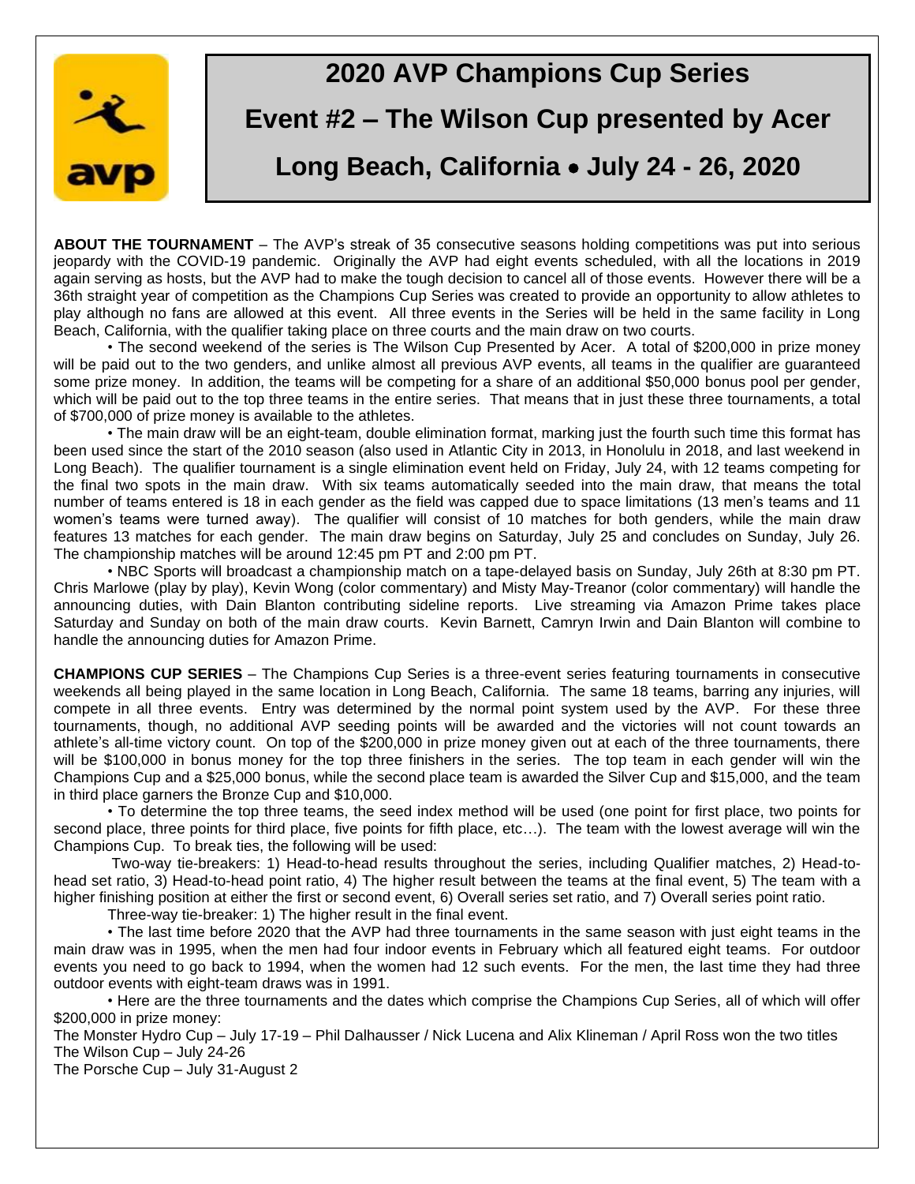# 2020 AVP Champions Cup Series

## Event #2 – The Wilson Cup presented by Acer

## Long Beach, California • July 24 - 26, 2020

**ABOUT THE TOURNAMENT** – The AVP's streak of 35 consecutive seasons holding competitions was put into serious jeopardy with the COVID-19 pandemic. Originally the AVP had eight events scheduled, with all the locations in 2019 again serving as hosts, but the AVP had to make the tough decision to cancel all of those events. However there will be a 36th straight year of competition as the Champions Cup Series was created to provide an opportunity to allow athletes to play although no fans are allowed at this event. All three events in the Series will be held in the same facility in Long Beach, California, with the qualifier taking place on three courts and the main draw on two courts.

• The second weekend of the series is The Wilson Cup Presented by Acer. A total of $200,000 in prize money will be paid out to the two genders, and unlike almost all previous AVP events, all teams in the qualifier are guaranteed some prize money. In addition, the teams will be competing for a share of an additional $50,000 bonus pool per gender, which will be paid out to the top three teams in the entire series. That means that in just these three tournaments, a total of $700,000 of prize money is available to the athletes.

• The main draw will be an eight-team, double elimination format, marking just the fourth such time this format has been used since the start of the 2010 season (also used in Atlantic City in 2013, in Honolulu in 2018, and last weekend in Long Beach). The qualifier tournament is a single elimination event held on Friday, July 24, with 12 teams competing for the final two spots in the main draw. With six teams automatically seeded into the main draw, that means the total number of teams entered is 18 in each gender as the field was capped due to space limitations (13 men's teams and 11 women's teams were turned away). The qualifier will consist of 10 matches for both genders, while the main draw features 13 matches for each gender. The main draw begins on Saturday, July 25 and concludes on Sunday, July 26. The championship matches will be around 12:45 pm PT and 2:00 pm PT.

• NBC Sports will broadcast a championship match on a tape-delayed basis on Sunday, July 26th at 8:30 pm PT. Chris Marlowe (play by play), Kevin Wong (color commentary) and Misty May-Treanor (color commentary) will handle the announcing duties, with Dain Blanton contributing sideline reports. Live streaming via Amazon Prime takes place Saturday and Sunday on both of the main draw courts. Kevin Barnett, Camryn Irwin and Dain Blanton will combine to handle the announcing duties for Amazon Prime.

**CHAMPIONS CUP SERIES** – The Champions Cup Series is a three-event series featuring tournaments in consecutive weekends all being played in the same location in Long Beach, California. The same 18 teams, barring any injuries, will compete in all three events. Entry was determined by the normal point system used by the AVP. For these three tournaments, though, no additional AVP seeding points will be awarded and the victories will not count towards an athlete's all-time victory count. On top of the $200,000 in prize money given out at each of the three tournaments, there will be $100,000 in bonus money for the top three finishers in the series. The top team in each gender will win the Champions Cup and a $25,000 bonus, while the second place team is awarded the Silver Cup and $15,000, and the team in third place garners the Bronze Cup and $10,000.

• To determine the top three teams, the seed index method will be used (one point for first place, two points for second place, three points for third place, five points for fifth place, etc…). The team with the lowest average will win the Champions Cup. To break ties, the following will be used:

Two-way tie-breakers: 1) Head-to-head results throughout the series, including Qualifier matches, 2) Head-to-head set ratio, 3) Head-to-head point ratio, 4) The higher result between the teams at the final event, 5) The team with a higher finishing position at either the first or second event, 6) Overall series set ratio, and 7) Overall series point ratio.

Three-way tie-breaker: 1) The higher result in the final event.

• The last time before 2020 that the AVP had three tournaments in the same season with just eight teams in the main draw was in 1995, when the men had four indoor events in February which all featured eight teams. For outdoor events you need to go back to 1994, when the women had 12 such events. For the men, the last time they had three outdoor events with eight-team draws was in 1991.

• Here are the three tournaments and the dates which comprise the Champions Cup Series, all of which will offer $200,000 in prize money:

The Monster Hydro Cup – July 17-19 – Phil Dalhausser / Nick Lucena and Alix Klineman / April Ross won the two titles  
The Wilson Cup – July 24-26  
The Porsche Cup – July 31-August 2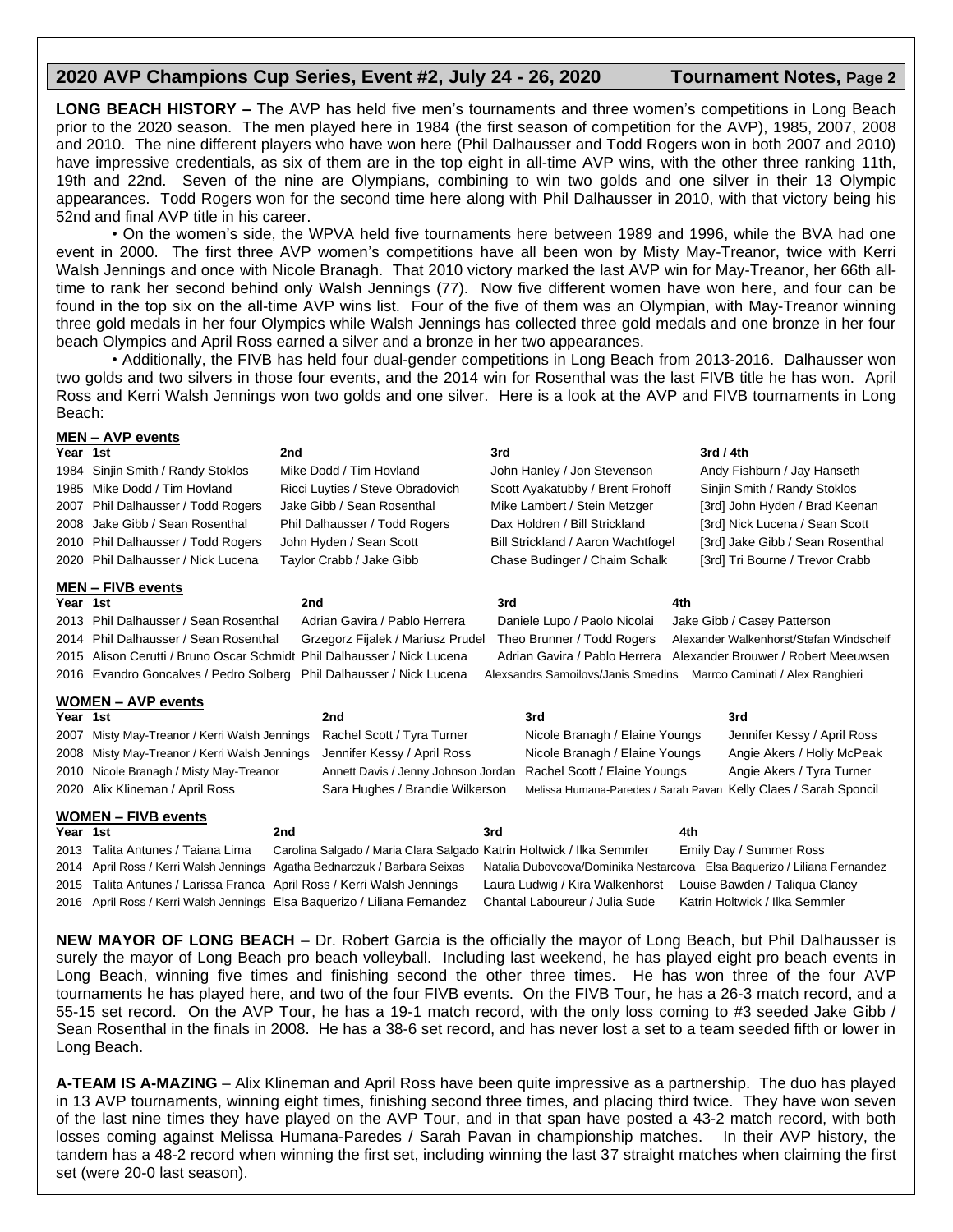## 2020 AVP Champions Cup Series, Event #2, July 24 - 26, 2020 — Tournament Notes, Page 2

**LONG BEACH HISTORY –** The AVP has held five men's tournaments and three women's competitions in Long Beach prior to the 2020 season. The men played here in 1984 (the first season of competition for the AVP), 1985, 2007, 2008 and 2010. The nine different players who have won here (Phil Dalhausser and Todd Rogers won in both 2007 and 2010) have impressive credentials, as six of them are in the top eight in all-time AVP wins, with the other three ranking 11th, 19th and 22nd. Seven of the nine are Olympians, combining to win two golds and one silver in their 13 Olympic appearances. Todd Rogers won for the second time here along with Phil Dalhausser in 2010, with that victory being his 52nd and final AVP title in his career.

• On the women's side, the WPVA held five tournaments here between 1989 and 1996, while the BVA had one event in 2000. The first three AVP women's competitions have all been won by Misty May-Treanor, twice with Kerri Walsh Jennings and once with Nicole Branagh. That 2010 victory marked the last AVP win for May-Treanor, her 66th all-time to rank her second behind only Walsh Jennings (77). Now five different women have won here, and four can be found in the top six on the all-time AVP wins list. Four of the five of them was an Olympian, with May-Treanor winning three gold medals in her four Olympics while Walsh Jennings has collected three gold medals and one bronze in her four beach Olympics and April Ross earned a silver and a bronze in her two appearances.

• Additionally, the FIVB has held four dual-gender competitions in Long Beach from 2013-2016. Dalhausser won two golds and two silvers in those four events, and the 2014 win for Rosenthal was the last FIVB title he has won. April Ross and Kerri Walsh Jennings won two golds and one silver. Here is a look at the AVP and FIVB tournaments in Long Beach:

**MEN – AVP events**

| Year | 1st | 2nd | 3rd | 3rd / 4th |
|---|---|---|---|---|
| 1984 | Sinjin Smith / Randy Stoklos | Mike Dodd / Tim Hovland | John Hanley / Jon Stevenson | Andy Fishburn / Jay Hanseth |
| 1985 | Mike Dodd / Tim Hovland | Ricci Luyties / Steve Obradovich | Scott Ayakatubby / Brent Frohoff | Sinjin Smith / Randy Stoklos |
| 2007 | Phil Dalhauser / Todd Rogers | Jake Gibb / Sean Rosenthal | Mike Lambert / Stein Metzger | [3rd] John Hyden / Brad Keenan |
| 2008 | Jake Gibb / Sean Rosenthal | Phil Dalhauser / Todd Rogers | Dax Holdren / Bill Strickland | [3rd] Nick Lucena / Sean Scott |
| 2010 | Phil Dalhauser / Todd Rogers | John Hyden / Sean Scott | Bill Strickland / Aaron Wachtfogel | [3rd] Jake Gibb / Sean Rosenthal |
| 2020 | Phil Dalhauser / Nick Lucena | Taylor Crabb / Jake Gibb | Chase Budinger / Chaim Schalk | [3rd] Tri Bourne / Trevor Crabb |

**MEN – FIVB events**

| Year | 1st | 2nd | 3rd | 4th |
|---|---|---|---|---|
| 2013 | Phil Dalhauser / Sean Rosenthal | Adrian Gavira / Pablo Herrera | Daniele Lupo / Paolo Nicolai | Jake Gibb / Casey Patterson |
| 2014 | Phil Dalhauser / Sean Rosenthal | Grzegorz Fijalek / Mariusz Prudel | Theo Brunner / Todd Rogers | Alexander Walkenhorst/Stefan Windscheif |
| 2015 | Alison Cerutti / Bruno Oscar Schmidt | Phil Dalhauser / Nick Lucena | Adrian Gavira / Pablo Herrera | Alexander Brouwer / Robert Meeuwsen |
| 2016 | Evandro Goncalves / Pedro Solberg | Phil Dalhauser / Nick Lucena | Alexsandrs Samoilovs/Janis Smedins | Marrco Caminati / Alex Ranghieri |

**WOMEN – AVP events**

| Year | 1st | 2nd | 3rd | 3rd |
|---|---|---|---|---|
| 2007 | Misty May-Treanor / Kerri Walsh Jennings | Rachel Scott / Tyra Turner | Nicole Branagh / Elaine Youngs | Jennifer Kessy / April Ross |
| 2008 | Misty May-Treanor / Kerri Walsh Jennings | Jennifer Kessy / April Ross | Nicole Branagh / Elaine Youngs | Angie Akers / Holly McPeak |
| 2010 | Nicole Branagh / Misty May-Treanor | Annett Davis / Jenny Johnson Jordan | Rachel Scott / Elaine Youngs | Angie Akers / Tyra Turner |
| 2020 | Alix Klineman / April Ross | Sara Hughes / Brandie Wilkerson | Melissa Humana-Paredes / Sarah Pavan | Kelly Claes / Sarah Sponcil |

**WOMEN – FIVB events**

| Year | 1st | 2nd | 3rd | 4th |
|---|---|---|---|---|
| 2013 | Talita Antunes / Taiana Lima | Carolina Salgado / Maria Clara Salgado | Katrin Holtwick / Ilka Semmler | Emily Day / Summer Ross |
| 2014 | April Ross / Kerri Walsh Jennings | Agatha Bednarczuk / Barbara Seixas | Natalia Dubovcova/Dominika Nestarcova | Elsa Baquerizo / Liliana Fernandez |
| 2015 | Talita Antunes / Larissa Franca | April Ross / Kerri Walsh Jennings | Laura Ludwig / Kira Walkenhorst | Louise Bawden / Taliqua Clancy |
| 2016 | April Ross / Kerri Walsh Jennings | Elsa Baquerizo / Liliana Fernandez | Chantal Laboureur / Julia Sude | Katrin Holtwick / Ilka Semmler |

**NEW MAYOR OF LONG BEACH** – Dr. Robert Garcia is the officially the mayor of Long Beach, but Phil Dalhausser is surely the mayor of Long Beach pro beach volleyball. Including last weekend, he has played eight pro beach events in Long Beach, winning five times and finishing second the other three times. He has won three of the four AVP tournaments he has played here, and two of the four FIVB events. On the FIVB Tour, he has a 26-3 match record, and a 55-15 set record. On the AVP Tour, he has a 19-1 match record, with the only loss coming to #3 seeded Jake Gibb / Sean Rosenthal in the finals in 2008. He has a 38-6 set record, and has never lost a set to a team seeded fifth or lower in Long Beach.

**A-TEAM IS A-MAZING** – Alix Klineman and April Ross have been quite impressive as a partnership. The duo has played in 13 AVP tournaments, winning eight times, finishing second three times, and placing third twice. They have won seven of the last nine times they have played on the AVP Tour, and in that span have posted a 43-2 match record, with both losses coming against Melissa Humana-Paredes / Sarah Pavan in championship matches. In their AVP history, the tandem has a 48-2 record when winning the first set, including winning the last 37 straight matches when claiming the first set (were 20-0 last season).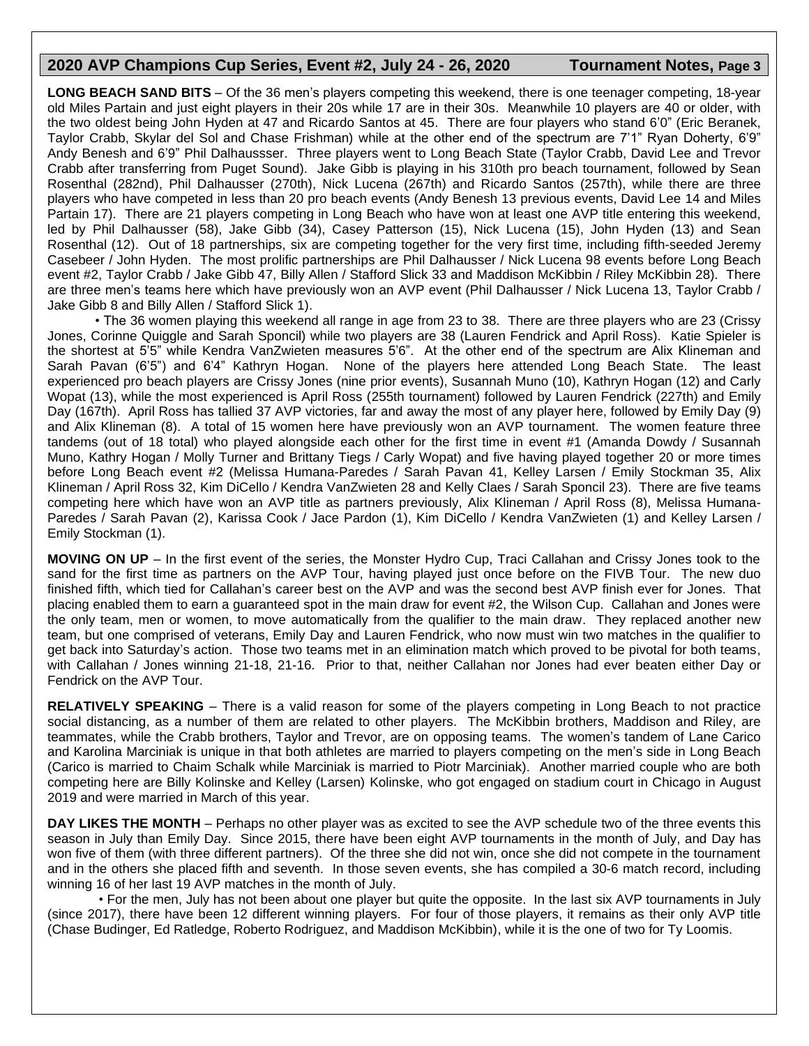**LONG BEACH SAND BITS** – Of the 36 men's players competing this weekend, there is one teenager competing, 18-year old Miles Partain and just eight players in their 20s while 17 are in their 30s. Meanwhile 10 players are 40 or older, with the two oldest being John Hyden at 47 and Ricardo Santos at 45. There are four players who stand 6'0" (Eric Beranek, Taylor Crabb, Skylar del Sol and Chase Frishman) while at the other end of the spectrum are 7'1" Ryan Doherty, 6'9" Andy Benesh and 6'9" Phil Dalhaussser. Three players went to Long Beach State (Taylor Crabb, David Lee and Trevor Crabb after transferring from Puget Sound). Jake Gibb is playing in his 310th pro beach tournament, followed by Sean Rosenthal (282nd), Phil Dalhausser (270th), Nick Lucena (267th) and Ricardo Santos (257th), while there are three players who have competed in less than 20 pro beach events (Andy Benesh 13 previous events, David Lee 14 and Miles Partain 17). There are 21 players competing in Long Beach who have won at least one AVP title entering this weekend, led by Phil Dalhausser (58), Jake Gibb (34), Casey Patterson (15), Nick Lucena (15), John Hyden (13) and Sean Rosenthal (12). Out of 18 partnerships, six are competing together for the very first time, including fifth-seeded Jeremy Casebeer / John Hyden. The most prolific partnerships are Phil Dalhausser / Nick Lucena 98 events before Long Beach event #2, Taylor Crabb / Jake Gibb 47, Billy Allen / Stafford Slick 33 and Maddison McKibbin / Riley McKibbin 28). There are three men's teams here which have previously won an AVP event (Phil Dalhausser / Nick Lucena 13, Taylor Crabb / Jake Gibb 8 and Billy Allen / Stafford Slick 1).

• The 36 women playing this weekend all range in age from 23 to 38. There are three players who are 23 (Crissy Jones, Corinne Quiggle and Sarah Sponcil) while two players are 38 (Lauren Fendrick and April Ross). Katie Spieler is the shortest at 5'5" while Kendra VanZwieten measures 5'6". At the other end of the spectrum are Alix Klineman and Sarah Pavan (6'5") and 6'4" Kathryn Hogan. None of the players here attended Long Beach State. The least experienced pro beach players are Crissy Jones (nine prior events), Susannah Muno (10), Kathryn Hogan (12) and Carly Wopat (13), while the most experienced is April Ross (255th tournament) followed by Lauren Fendrick (227th) and Emily Day (167th). April Ross has tallied 37 AVP victories, far and away the most of any player here, followed by Emily Day (9) and Alix Klineman (8). A total of 15 women here have previously won an AVP tournament. The women feature three tandems (out of 18 total) who played alongside each other for the first time in event #1 (Amanda Dowdy / Susannah Muno, Kathry Hogan / Molly Turner and Brittany Tiegs / Carly Wopat) and five having played together 20 or more times before Long Beach event #2 (Melissa Humana-Paredes / Sarah Pavan 41, Kelley Larsen / Emily Stockman 35, Alix Klineman / April Ross 32, Kim DiCello / Kendra VanZwieten 28 and Kelly Claes / Sarah Sponcil 23). There are five teams competing here which have won an AVP title as partners previously, Alix Klineman / April Ross (8), Melissa Humana-Paredes / Sarah Pavan (2), Karissa Cook / Jace Pardon (1), Kim DiCello / Kendra VanZwieten (1) and Kelley Larsen / Emily Stockman (1).

**MOVING ON UP** – In the first event of the series, the Monster Hydro Cup, Traci Callahan and Crissy Jones took to the sand for the first time as partners on the AVP Tour, having played just once before on the FIVB Tour. The new duo finished fifth, which tied for Callahan's career best on the AVP and was the second best AVP finish ever for Jones. That placing enabled them to earn a guaranteed spot in the main draw for event #2, the Wilson Cup. Callahan and Jones were the only team, men or women, to move automatically from the qualifier to the main draw. They replaced another new team, but one comprised of veterans, Emily Day and Lauren Fendrick, who now must win two matches in the qualifier to get back into Saturday's action. Those two teams met in an elimination match which proved to be pivotal for both teams, with Callahan / Jones winning 21-18, 21-16. Prior to that, neither Callahan nor Jones had ever beaten either Day or Fendrick on the AVP Tour.

**RELATIVELY SPEAKING** – There is a valid reason for some of the players competing in Long Beach to not practice social distancing, as a number of them are related to other players. The McKibbin brothers, Maddison and Riley, are teammates, while the Crabb brothers, Taylor and Trevor, are on opposing teams. The women's tandem of Lane Carico and Karolina Marciniak is unique in that both athletes are married to players competing on the men's side in Long Beach (Carico is married to Chaim Schalk while Marciniak is married to Piotr Marciniak). Another married couple who are both competing here are Billy Kolinske and Kelley (Larsen) Kolinske, who got engaged on stadium court in Chicago in August 2019 and were married in March of this year.

**DAY LIKES THE MONTH** – Perhaps no other player was as excited to see the AVP schedule two of the three events this season in July than Emily Day. Since 2015, there have been eight AVP tournaments in the month of July, and Day has won five of them (with three different partners). Of the three she did not win, once she did not compete in the tournament and in the others she placed fifth and seventh. In those seven events, she has compiled a 30-6 match record, including winning 16 of her last 19 AVP matches in the month of July.

• For the men, July has not been about one player but quite the opposite. In the last six AVP tournaments in July (since 2017), there have been 12 different winning players. For four of those players, it remains as their only AVP title (Chase Budinger, Ed Ratledge, Roberto Rodriguez, and Maddison McKibbin), while it is the one of two for Ty Loomis.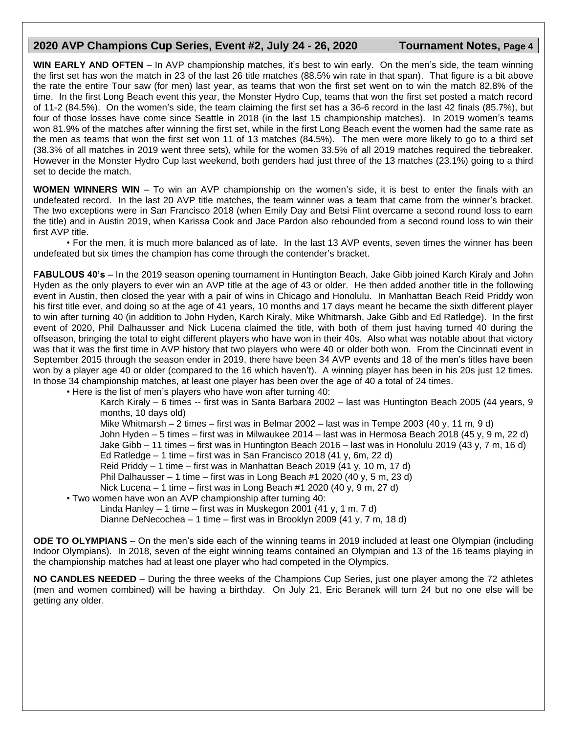**WIN EARLY AND OFTEN** – In AVP championship matches, it's best to win early. On the men's side, the team winning the first set has won the match in 23 of the last 26 title matches (88.5% win rate in that span). That figure is a bit above the rate the entire Tour saw (for men) last year, as teams that won the first set went on to win the match 82.8% of the time. In the first Long Beach event this year, the Monster Hydro Cup, teams that won the first set posted a match record of 11-2 (84.5%). On the women's side, the team claiming the first set has a 36-6 record in the last 42 finals (85.7%), but four of those losses have come since Seattle in 2018 (in the last 15 championship matches). In 2019 women's teams won 81.9% of the matches after winning the first set, while in the first Long Beach event the women had the same rate as the men as teams that won the first set won 11 of 13 matches (84.5%). The men were more likely to go to a third set (38.3% of all matches in 2019 went three sets), while for the women 33.5% of all 2019 matches required the tiebreaker. However in the Monster Hydro Cup last weekend, both genders had just three of the 13 matches (23.1%) going to a third set to decide the match.

**WOMEN WINNERS WIN** – To win an AVP championship on the women's side, it is best to enter the finals with an undefeated record. In the last 20 AVP title matches, the team winner was a team that came from the winner's bracket. The two exceptions were in San Francisco 2018 (when Emily Day and Betsi Flint overcame a second round loss to earn the title) and in Austin 2019, when Karissa Cook and Jace Pardon also rebounded from a second round loss to win their first AVP title.

• For the men, it is much more balanced as of late. In the last 13 AVP events, seven times the winner has been undefeated but six times the champion has come through the contender's bracket.

**FABULOUS 40's** – In the 2019 season opening tournament in Huntington Beach, Jake Gibb joined Karch Kiraly and John Hyden as the only players to ever win an AVP title at the age of 43 or older. He then added another title in the following event in Austin, then closed the year with a pair of wins in Chicago and Honolulu. In Manhattan Beach Reid Priddy won his first title ever, and doing so at the age of 41 years, 10 months and 17 days meant he became the sixth different player to win after turning 40 (in addition to John Hyden, Karch Kiraly, Mike Whitmarsh, Jake Gibb and Ed Ratledge). In the first event of 2020, Phil Dalhausser and Nick Lucena claimed the title, with both of them just having turned 40 during the offseason, bringing the total to eight different players who have won in their 40s. Also what was notable about that victory was that it was the first time in AVP history that two players who were 40 or older both won. From the Cincinnati event in September 2015 through the season ender in 2019, there have been 34 AVP events and 18 of the men's titles have been won by a player age 40 or older (compared to the 16 which haven't). A winning player has been in his 20s just 12 times. In those 34 championship matches, at least one player has been over the age of 40 a total of 24 times.

• Here is the list of men's players who have won after turning 40:

- Karch Kiraly – 6 times -- first was in Santa Barbara 2002 – last was Huntington Beach 2005 (44 years, 9 months, 10 days old)
- Mike Whitmarsh – 2 times – first was in Belmar 2002 – last was in Tempe 2003 (40 y, 11 m, 9 d)
- John Hyden – 5 times – first was in Milwaukee 2014 – last was in Hermosa Beach 2018 (45 y, 9 m, 22 d)
- Jake Gibb – 11 times – first was in Huntington Beach 2016 – last was in Honolulu 2019 (43 y, 7 m, 16 d)
- Ed Ratledge – 1 time – first was in San Francisco 2018 (41 y, 6m, 22 d)
- Reid Priddy – 1 time – first was in Manhattan Beach 2019 (41 y, 10 m, 17 d)
- Phil Dalhausser – 1 time – first was in Long Beach #1 2020 (40 y, 5 m, 23 d)
- Nick Lucena – 1 time – first was in Long Beach #1 2020 (40 y, 9 m, 27 d)

• Two women have won an AVP championship after turning 40:

- Linda Hanley – 1 time – first was in Muskegon 2001 (41 y, 1 m, 7 d)
- Dianne DeNecochea – 1 time – first was in Brooklyn 2009 (41 y, 7 m, 18 d)

**ODE TO OLYMPIANS** – On the men's side each of the winning teams in 2019 included at least one Olympian (including Indoor Olympians). In 2018, seven of the eight winning teams contained an Olympian and 13 of the 16 teams playing in the championship matches had at least one player who had competed in the Olympics.

**NO CANDLES NEEDED** – During the three weeks of the Champions Cup Series, just one player among the 72 athletes (men and women combined) will be having a birthday. On July 21, Eric Beranek will turn 24 but no one else will be getting any older.